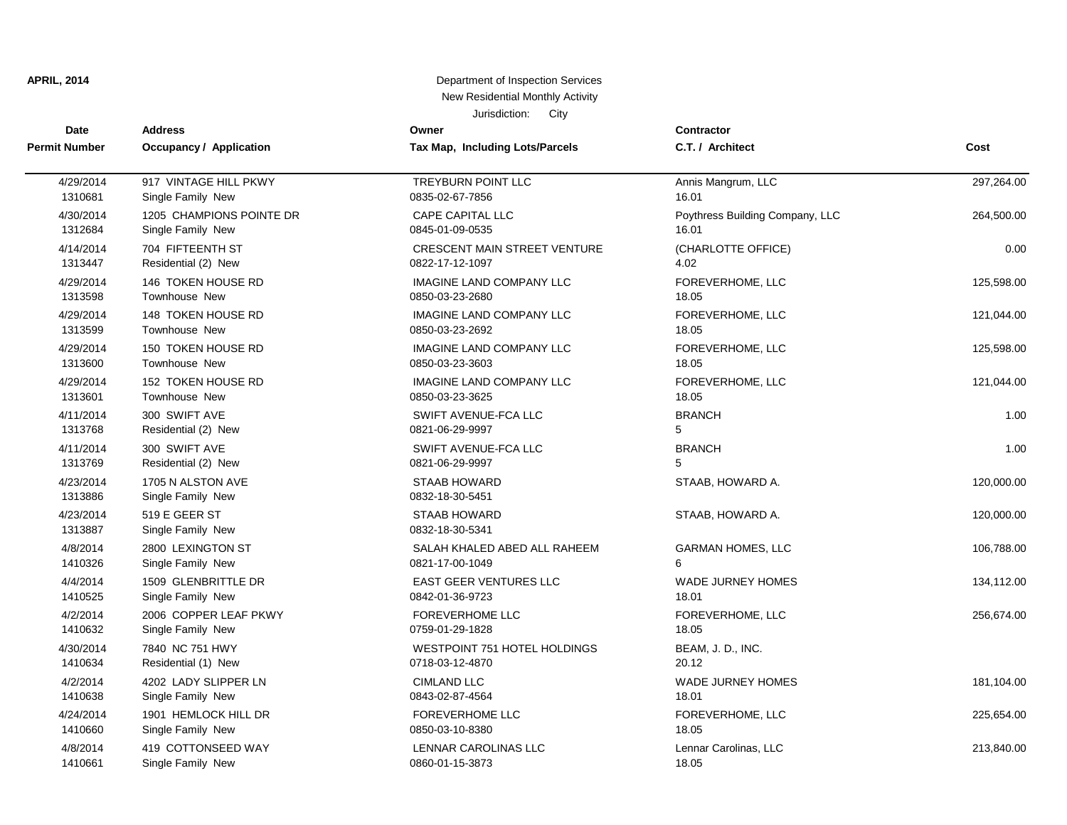**APRIL, 2014**

Department of Inspection Services
New Residential Monthly Activity
Jurisdiction: City

| Date<br>Permit Number | Address<br>Occupancy / Application | Owner<br>Tax Map, Including Lots/Parcels | Contractor<br>C.T. / Architect | Cost |
|---|---|---|---|---|
| 4/29/2014<br>1310681 | 917 VINTAGE HILL PKWY<br>Single Family New | TREYBURN POINT LLC<br>0835-02-67-7856 | Annis Mangrum, LLC<br>16.01 | 297,264.00 |
| 4/30/2014<br>1312684 | 1205 CHAMPIONS POINTE DR<br>Single Family New | CAPE CAPITAL LLC<br>0845-01-09-0535 | Poythress Building Company, LLC<br>16.01 | 264,500.00 |
| 4/14/2014<br>1313447 | 704 FIFTEENTH ST<br>Residential (2) New | CRESCENT MAIN STREET VENTURE<br>0822-17-12-1097 | (CHARLOTTE OFFICE)<br>4.02 | 0.00 |
| 4/29/2014<br>1313598 | 146 TOKEN HOUSE RD<br>Townhouse New | IMAGINE LAND COMPANY LLC<br>0850-03-23-2680 | FOREVERHOME, LLC<br>18.05 | 125,598.00 |
| 4/29/2014<br>1313599 | 148 TOKEN HOUSE RD<br>Townhouse New | IMAGINE LAND COMPANY LLC<br>0850-03-23-2692 | FOREVERHOME, LLC<br>18.05 | 121,044.00 |
| 4/29/2014<br>1313600 | 150 TOKEN HOUSE RD<br>Townhouse New | IMAGINE LAND COMPANY LLC<br>0850-03-23-3603 | FOREVERHOME, LLC<br>18.05 | 125,598.00 |
| 4/29/2014<br>1313601 | 152 TOKEN HOUSE RD<br>Townhouse New | IMAGINE LAND COMPANY LLC<br>0850-03-23-3625 | FOREVERHOME, LLC<br>18.05 | 121,044.00 |
| 4/11/2014<br>1313768 | 300 SWIFT AVE<br>Residential (2) New | SWIFT AVENUE-FCA LLC<br>0821-06-29-9997 | BRANCH<br>5 | 1.00 |
| 4/11/2014<br>1313769 | 300 SWIFT AVE<br>Residential (2) New | SWIFT AVENUE-FCA LLC<br>0821-06-29-9997 | BRANCH<br>5 | 1.00 |
| 4/23/2014<br>1313886 | 1705 N ALSTON AVE<br>Single Family New | STAAB HOWARD<br>0832-18-30-5451 | STAAB, HOWARD A. | 120,000.00 |
| 4/23/2014<br>1313887 | 519 E GEER ST<br>Single Family New | STAAB HOWARD<br>0832-18-30-5341 | STAAB, HOWARD A. | 120,000.00 |
| 4/8/2014<br>1410326 | 2800 LEXINGTON ST<br>Single Family New | SALAH KHALED ABED ALL RAHEEM<br>0821-17-00-1049 | GARMAN HOMES, LLC<br>6 | 106,788.00 |
| 4/4/2014<br>1410525 | 1509 GLENBRITTLE DR<br>Single Family New | EAST GEER VENTURES LLC<br>0842-01-36-9723 | WADE JURNEY HOMES<br>18.01 | 134,112.00 |
| 4/2/2014<br>1410632 | 2006 COPPER LEAF PKWY<br>Single Family New | FOREVERHOME LLC<br>0759-01-29-1828 | FOREVERHOME, LLC<br>18.05 | 256,674.00 |
| 4/30/2014<br>1410634 | 7840 NC 751 HWY<br>Residential (1) New | WESTPOINT 751 HOTEL HOLDINGS<br>0718-03-12-4870 | BEAM, J. D., INC.<br>20.12 | |
| 4/2/2014<br>1410638 | 4202 LADY SLIPPER LN<br>Single Family New | CIMLAND LLC<br>0843-02-87-4564 | WADE JURNEY HOMES<br>18.01 | 181,104.00 |
| 4/24/2014<br>1410660 | 1901 HEMLOCK HILL DR<br>Single Family New | FOREVERHOME LLC<br>0850-03-10-8380 | FOREVERHOME, LLC<br>18.05 | 225,654.00 |
| 4/8/2014<br>1410661 | 419 COTTONSEED WAY<br>Single Family New | LENNAR CAROLINAS LLC<br>0860-01-15-3873 | Lennar Carolinas, LLC<br>18.05 | 213,840.00 |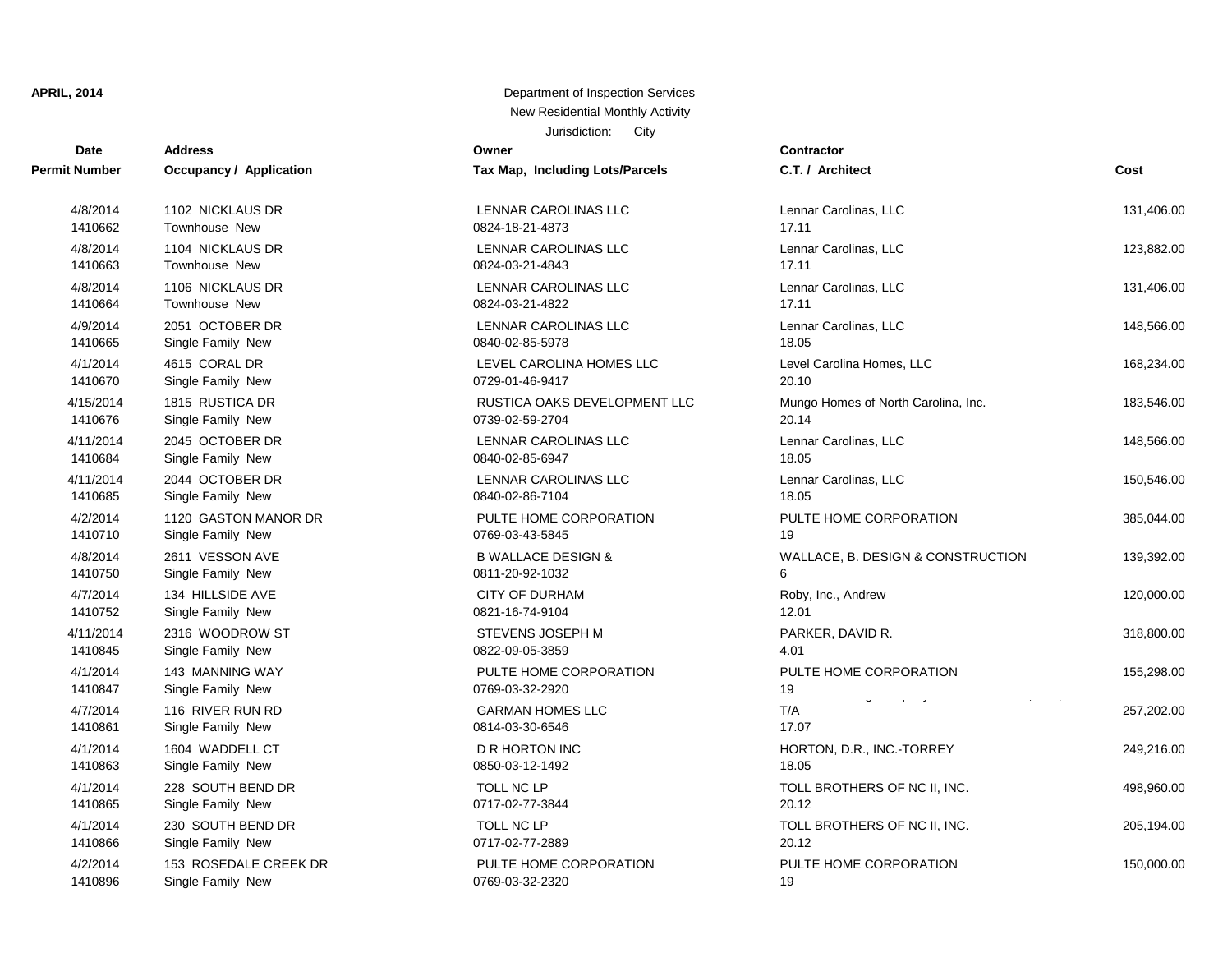**APRIL, 2014**

Department of Inspection Services
New Residential Monthly Activity
Jurisdiction: City

| Date / Permit Number | Address / Occupancy / Application | Owner / Tax Map, Including Lots/Parcels | Contractor / C.T. / Architect | Cost |
|---|---|---|---|---|
| 4/8/2014<br>1410662 | 1102 NICKLAUS DR<br>Townhouse New | LENNAR CAROLINAS LLC<br>0824-18-21-4873 | Lennar Carolinas, LLC<br>17.11 | 131,406.00 |
| 4/8/2014<br>1410663 | 1104 NICKLAUS DR<br>Townhouse New | LENNAR CAROLINAS LLC<br>0824-03-21-4843 | Lennar Carolinas, LLC<br>17.11 | 123,882.00 |
| 4/8/2014<br>1410664 | 1106 NICKLAUS DR<br>Townhouse New | LENNAR CAROLINAS LLC<br>0824-03-21-4822 | Lennar Carolinas, LLC<br>17.11 | 131,406.00 |
| 4/9/2014<br>1410665 | 2051 OCTOBER DR<br>Single Family New | LENNAR CAROLINAS LLC<br>0840-02-85-5978 | Lennar Carolinas, LLC<br>18.05 | 148,566.00 |
| 4/1/2014<br>1410670 | 4615 CORAL DR<br>Single Family New | LEVEL CAROLINA HOMES LLC<br>0729-01-46-9417 | Level Carolina Homes, LLC<br>20.10 | 168,234.00 |
| 4/15/2014<br>1410676 | 1815 RUSTICA DR<br>Single Family New | RUSTICA OAKS DEVELOPMENT LLC<br>0739-02-59-2704 | Mungo Homes of North Carolina, Inc.<br>20.14 | 183,546.00 |
| 4/11/2014<br>1410684 | 2045 OCTOBER DR<br>Single Family New | LENNAR CAROLINAS LLC<br>0840-02-85-6947 | Lennar Carolinas, LLC<br>18.05 | 148,566.00 |
| 4/11/2014<br>1410685 | 2044 OCTOBER DR<br>Single Family New | LENNAR CAROLINAS LLC<br>0840-02-86-7104 | Lennar Carolinas, LLC<br>18.05 | 150,546.00 |
| 4/2/2014<br>1410710 | 1120 GASTON MANOR DR<br>Single Family New | PULTE HOME CORPORATION<br>0769-03-43-5845 | PULTE HOME CORPORATION<br>19 | 385,044.00 |
| 4/8/2014<br>1410750 | 2611 VESSON AVE<br>Single Family New | B WALLACE DESIGN &<br>0811-20-92-1032 | WALLACE, B. DESIGN & CONSTRUCTION<br>6 | 139,392.00 |
| 4/7/2014<br>1410752 | 134 HILLSIDE AVE<br>Single Family New | CITY OF DURHAM<br>0821-16-74-9104 | Roby, Inc., Andrew<br>12.01 | 120,000.00 |
| 4/11/2014<br>1410845 | 2316 WOODROW ST<br>Single Family New | STEVENS JOSEPH M<br>0822-09-05-3859 | PARKER, DAVID R.<br>4.01 | 318,800.00 |
| 4/1/2014<br>1410847 | 143 MANNING WAY<br>Single Family New | PULTE HOME CORPORATION<br>0769-03-32-2920 | PULTE HOME CORPORATION<br>19 | 155,298.00 |
| 4/7/2014<br>1410861 | 116 RIVER RUN RD<br>Single Family New | GARMAN HOMES LLC<br>0814-03-30-6546 | T/A<br>17.07 | 257,202.00 |
| 4/1/2014<br>1410863 | 1604 WADDELL CT<br>Single Family New | D R HORTON INC<br>0850-03-12-1492 | HORTON, D.R., INC.-TORREY<br>18.05 | 249,216.00 |
| 4/1/2014<br>1410865 | 228 SOUTH BEND DR<br>Single Family New | TOLL NC LP<br>0717-02-77-3844 | TOLL BROTHERS OF NC II, INC.<br>20.12 | 498,960.00 |
| 4/1/2014<br>1410866 | 230 SOUTH BEND DR<br>Single Family New | TOLL NC LP<br>0717-02-77-2889 | TOLL BROTHERS OF NC II, INC.<br>20.12 | 205,194.00 |
| 4/2/2014<br>1410896 | 153 ROSEDALE CREEK DR<br>Single Family New | PULTE HOME CORPORATION<br>0769-03-32-2320 | PULTE HOME CORPORATION<br>19 | 150,000.00 |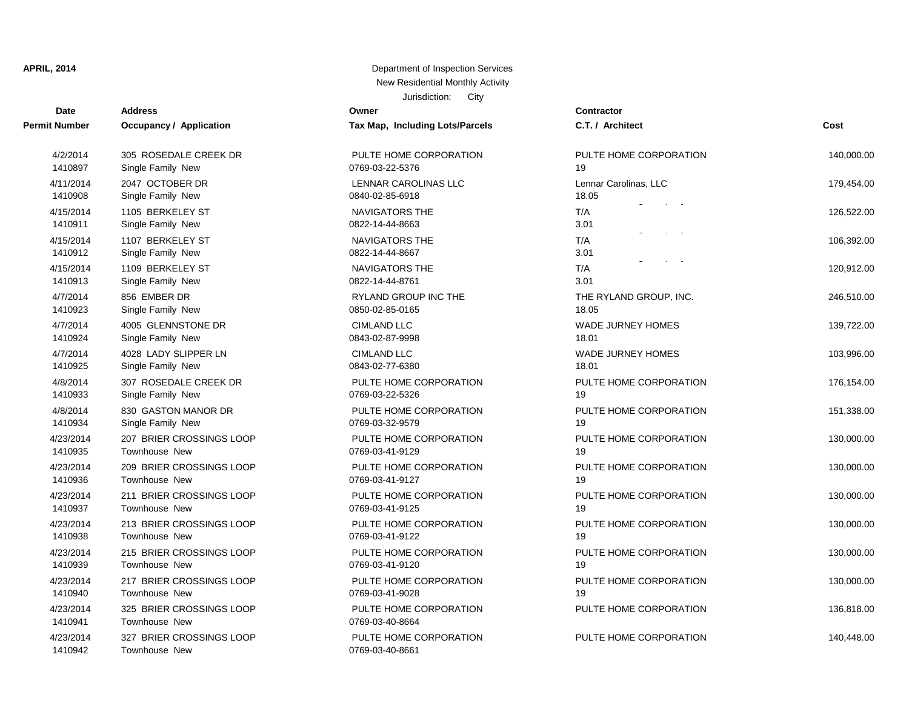**APRIL, 2014**

Department of Inspection Services
New Residential Monthly Activity
Jurisdiction: City

| Date / Permit Number | Address / Occupancy / Application | Owner / Tax Map, Including Lots/Parcels | Contractor / C.T. / Architect | Cost |
|---|---|---|---|---|
| 4/2/2014<br>1410897 | 305 ROSEDALE CREEK DR<br>Single Family New | PULTE HOME CORPORATION<br>0769-03-22-5376 | PULTE HOME CORPORATION<br>19 | 140,000.00 |
| 4/11/2014<br>1410908 | 2047 OCTOBER DR<br>Single Family New | LENNAR CAROLINAS LLC<br>0840-02-85-6918 | Lennar Carolinas, LLC<br>18.05 | 179,454.00 |
| 4/15/2014<br>1410911 | 1105 BERKELEY ST<br>Single Family New | NAVIGATORS THE<br>0822-14-44-8663 | T/A<br>3.01 | 126,522.00 |
| 4/15/2014<br>1410912 | 1107 BERKELEY ST<br>Single Family New | NAVIGATORS THE<br>0822-14-44-8667 | T/A<br>3.01 | 106,392.00 |
| 4/15/2014<br>1410913 | 1109 BERKELEY ST<br>Single Family New | NAVIGATORS THE<br>0822-14-44-8761 | T/A<br>3.01 | 120,912.00 |
| 4/7/2014<br>1410923 | 856 EMBER DR<br>Single Family New | RYLAND GROUP INC THE<br>0850-02-85-0165 | THE RYLAND GROUP, INC.<br>18.05 | 246,510.00 |
| 4/7/2014<br>1410924 | 4005 GLENNSTONE DR<br>Single Family New | CIMLAND LLC<br>0843-02-87-9998 | WADE JURNEY HOMES<br>18.01 | 139,722.00 |
| 4/7/2014<br>1410925 | 4028 LADY SLIPPER LN<br>Single Family New | CIMLAND LLC<br>0843-02-77-6380 | WADE JURNEY HOMES<br>18.01 | 103,996.00 |
| 4/8/2014<br>1410933 | 307 ROSEDALE CREEK DR<br>Single Family New | PULTE HOME CORPORATION<br>0769-03-22-5326 | PULTE HOME CORPORATION<br>19 | 176,154.00 |
| 4/8/2014<br>1410934 | 830 GASTON MANOR DR<br>Single Family New | PULTE HOME CORPORATION<br>0769-03-32-9579 | PULTE HOME CORPORATION<br>19 | 151,338.00 |
| 4/23/2014<br>1410935 | 207 BRIER CROSSINGS LOOP<br>Townhouse New | PULTE HOME CORPORATION<br>0769-03-41-9129 | PULTE HOME CORPORATION<br>19 | 130,000.00 |
| 4/23/2014<br>1410936 | 209 BRIER CROSSINGS LOOP<br>Townhouse New | PULTE HOME CORPORATION<br>0769-03-41-9127 | PULTE HOME CORPORATION<br>19 | 130,000.00 |
| 4/23/2014<br>1410937 | 211 BRIER CROSSINGS LOOP<br>Townhouse New | PULTE HOME CORPORATION<br>0769-03-41-9125 | PULTE HOME CORPORATION<br>19 | 130,000.00 |
| 4/23/2014<br>1410938 | 213 BRIER CROSSINGS LOOP<br>Townhouse New | PULTE HOME CORPORATION<br>0769-03-41-9122 | PULTE HOME CORPORATION<br>19 | 130,000.00 |
| 4/23/2014<br>1410939 | 215 BRIER CROSSINGS LOOP<br>Townhouse New | PULTE HOME CORPORATION<br>0769-03-41-9120 | PULTE HOME CORPORATION<br>19 | 130,000.00 |
| 4/23/2014<br>1410940 | 217 BRIER CROSSINGS LOOP<br>Townhouse New | PULTE HOME CORPORATION<br>0769-03-41-9028 | PULTE HOME CORPORATION<br>19 | 130,000.00 |
| 4/23/2014<br>1410941 | 325 BRIER CROSSINGS LOOP<br>Townhouse New | PULTE HOME CORPORATION<br>0769-03-40-8664 | PULTE HOME CORPORATION | 136,818.00 |
| 4/23/2014<br>1410942 | 327 BRIER CROSSINGS LOOP<br>Townhouse New | PULTE HOME CORPORATION<br>0769-03-40-8661 | PULTE HOME CORPORATION | 140,448.00 |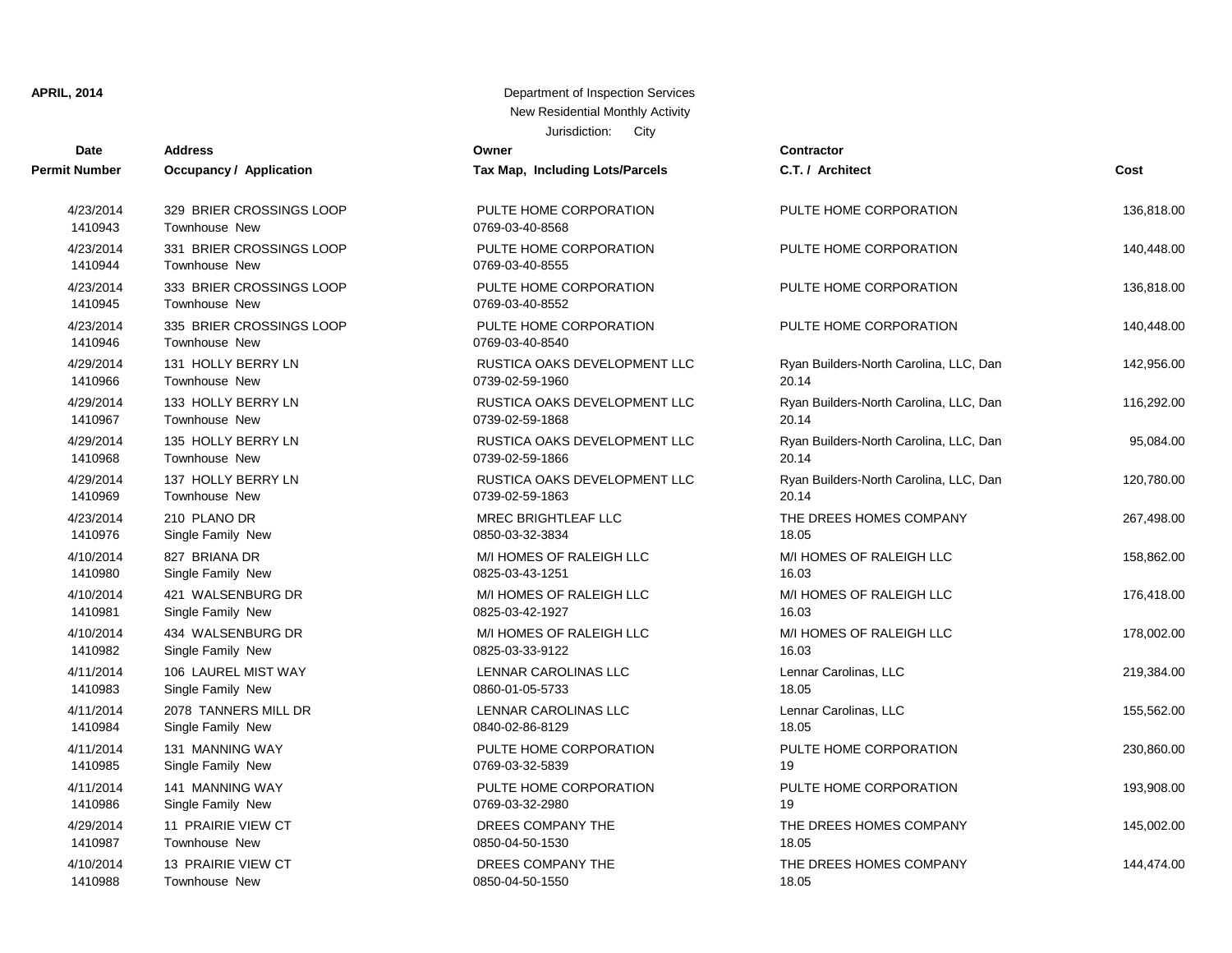**APRIL, 2014**

Department of Inspection Services
New Residential Monthly Activity
Jurisdiction: City

| Date / Permit Number | Address / Occupancy / Application | Owner / Tax Map, Including Lots/Parcels | Contractor / C.T. / Architect | Cost |
|---|---|---|---|---|
| 4/23/2014<br>1410943 | 329 BRIER CROSSINGS LOOP<br>Townhouse New | PULTE HOME CORPORATION<br>0769-03-40-8568 | PULTE HOME CORPORATION | 136,818.00 |
| 4/23/2014<br>1410944 | 331 BRIER CROSSINGS LOOP<br>Townhouse New | PULTE HOME CORPORATION<br>0769-03-40-8555 | PULTE HOME CORPORATION | 140,448.00 |
| 4/23/2014<br>1410945 | 333 BRIER CROSSINGS LOOP<br>Townhouse New | PULTE HOME CORPORATION<br>0769-03-40-8552 | PULTE HOME CORPORATION | 136,818.00 |
| 4/23/2014<br>1410946 | 335 BRIER CROSSINGS LOOP<br>Townhouse New | PULTE HOME CORPORATION<br>0769-03-40-8540 | PULTE HOME CORPORATION | 140,448.00 |
| 4/29/2014<br>1410966 | 131 HOLLY BERRY LN<br>Townhouse New | RUSTICA OAKS DEVELOPMENT LLC<br>0739-02-59-1960 | Ryan Builders-North Carolina, LLC, Dan<br>20.14 | 142,956.00 |
| 4/29/2014<br>1410967 | 133 HOLLY BERRY LN<br>Townhouse New | RUSTICA OAKS DEVELOPMENT LLC<br>0739-02-59-1868 | Ryan Builders-North Carolina, LLC, Dan<br>20.14 | 116,292.00 |
| 4/29/2014<br>1410968 | 135 HOLLY BERRY LN<br>Townhouse New | RUSTICA OAKS DEVELOPMENT LLC<br>0739-02-59-1866 | Ryan Builders-North Carolina, LLC, Dan<br>20.14 | 95,084.00 |
| 4/29/2014<br>1410969 | 137 HOLLY BERRY LN<br>Townhouse New | RUSTICA OAKS DEVELOPMENT LLC<br>0739-02-59-1863 | Ryan Builders-North Carolina, LLC, Dan<br>20.14 | 120,780.00 |
| 4/23/2014<br>1410976 | 210 PLANO DR<br>Single Family New | MREC BRIGHTLEAF LLC<br>0850-03-32-3834 | THE DREES HOMES COMPANY<br>18.05 | 267,498.00 |
| 4/10/2014<br>1410980 | 827 BRIANA DR<br>Single Family New | M/I HOMES OF RALEIGH LLC<br>0825-03-43-1251 | M/I HOMES OF RALEIGH LLC<br>16.03 | 158,862.00 |
| 4/10/2014<br>1410981 | 421 WALSENBURG DR<br>Single Family New | M/I HOMES OF RALEIGH LLC<br>0825-03-42-1927 | M/I HOMES OF RALEIGH LLC<br>16.03 | 176,418.00 |
| 4/10/2014<br>1410982 | 434 WALSENBURG DR<br>Single Family New | M/I HOMES OF RALEIGH LLC<br>0825-03-33-9122 | M/I HOMES OF RALEIGH LLC<br>16.03 | 178,002.00 |
| 4/11/2014<br>1410983 | 106 LAUREL MIST WAY<br>Single Family New | LENNAR CAROLINAS LLC<br>0860-01-05-5733 | Lennar Carolinas, LLC<br>18.05 | 219,384.00 |
| 4/11/2014<br>1410984 | 2078 TANNERS MILL DR<br>Single Family New | LENNAR CAROLINAS LLC<br>0840-02-86-8129 | Lennar Carolinas, LLC<br>18.05 | 155,562.00 |
| 4/11/2014<br>1410985 | 131 MANNING WAY<br>Single Family New | PULTE HOME CORPORATION<br>0769-03-32-5839 | PULTE HOME CORPORATION<br>19 | 230,860.00 |
| 4/11/2014<br>1410986 | 141 MANNING WAY<br>Single Family New | PULTE HOME CORPORATION<br>0769-03-32-2980 | PULTE HOME CORPORATION<br>19 | 193,908.00 |
| 4/29/2014<br>1410987 | 11 PRAIRIE VIEW CT<br>Townhouse New | DREES COMPANY THE<br>0850-04-50-1530 | THE DREES HOMES COMPANY<br>18.05 | 145,002.00 |
| 4/10/2014<br>1410988 | 13 PRAIRIE VIEW CT<br>Townhouse New | DREES COMPANY THE<br>0850-04-50-1550 | THE DREES HOMES COMPANY<br>18.05 | 144,474.00 |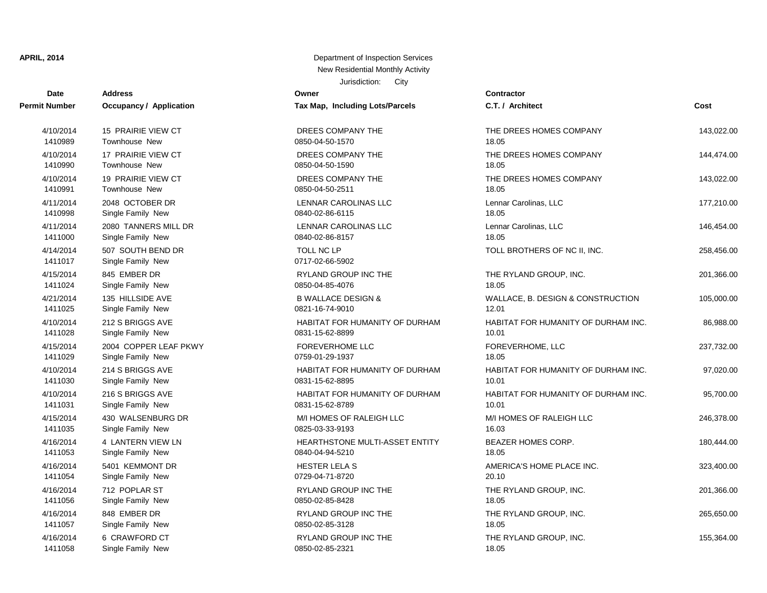**APRIL, 2014**

Department of Inspection Services
New Residential Monthly Activity
Jurisdiction: City

| Date / Permit Number | Address / Occupancy / Application | Owner / Tax Map, Including Lots/Parcels | Contractor / C.T. / Architect | Cost |
|---|---|---|---|---|
| 4/10/2014<br>1410989 | 15 PRAIRIE VIEW CT<br>Townhouse New | DREES COMPANY THE<br>0850-04-50-1570 | THE DREES HOMES COMPANY<br>18.05 | 143,022.00 |
| 4/10/2014<br>1410990 | 17 PRAIRIE VIEW CT<br>Townhouse New | DREES COMPANY THE<br>0850-04-50-1590 | THE DREES HOMES COMPANY<br>18.05 | 144,474.00 |
| 4/10/2014<br>1410991 | 19 PRAIRIE VIEW CT<br>Townhouse New | DREES COMPANY THE<br>0850-04-50-2511 | THE DREES HOMES COMPANY<br>18.05 | 143,022.00 |
| 4/11/2014<br>1410998 | 2048 OCTOBER DR<br>Single Family New | LENNAR CAROLINAS LLC<br>0840-02-86-6115 | Lennar Carolinas, LLC<br>18.05 | 177,210.00 |
| 4/11/2014<br>1411000 | 2080 TANNERS MILL DR<br>Single Family New | LENNAR CAROLINAS LLC<br>0840-02-86-8157 | Lennar Carolinas, LLC<br>18.05 | 146,454.00 |
| 4/14/2014<br>1411017 | 507 SOUTH BEND DR<br>Single Family New | TOLL NC LP<br>0717-02-66-5902 | TOLL BROTHERS OF NC II, INC. | 258,456.00 |
| 4/15/2014<br>1411024 | 845 EMBER DR<br>Single Family New | RYLAND GROUP INC THE<br>0850-04-85-4076 | THE RYLAND GROUP, INC.<br>18.05 | 201,366.00 |
| 4/21/2014<br>1411025 | 135 HILLSIDE AVE<br>Single Family New | B WALLACE DESIGN &<br>0821-16-74-9010 | WALLACE, B. DESIGN & CONSTRUCTION<br>12.01 | 105,000.00 |
| 4/10/2014<br>1411028 | 212 S BRIGGS AVE<br>Single Family New | HABITAT FOR HUMANITY OF DURHAM<br>0831-15-62-8899 | HABITAT FOR HUMANITY OF DURHAM INC.<br>10.01 | 86,988.00 |
| 4/15/2014<br>1411029 | 2004 COPPER LEAF PKWY<br>Single Family New | FOREVERHOME LLC<br>0759-01-29-1937 | FOREVERHOME, LLC<br>18.05 | 237,732.00 |
| 4/10/2014<br>1411030 | 214 S BRIGGS AVE<br>Single Family New | HABITAT FOR HUMANITY OF DURHAM<br>0831-15-62-8895 | HABITAT FOR HUMANITY OF DURHAM INC.<br>10.01 | 97,020.00 |
| 4/10/2014<br>1411031 | 216 S BRIGGS AVE<br>Single Family New | HABITAT FOR HUMANITY OF DURHAM<br>0831-15-62-8789 | HABITAT FOR HUMANITY OF DURHAM INC.<br>10.01 | 95,700.00 |
| 4/15/2014<br>1411035 | 430 WALSENBURG DR<br>Single Family New | M/I HOMES OF RALEIGH LLC<br>0825-03-33-9193 | M/I HOMES OF RALEIGH LLC<br>16.03 | 246,378.00 |
| 4/16/2014<br>1411053 | 4 LANTERN VIEW LN<br>Single Family New | HEARTHSTONE MULTI-ASSET ENTITY<br>0840-04-94-5210 | BEAZER HOMES CORP.<br>18.05 | 180,444.00 |
| 4/16/2014<br>1411054 | 5401 KEMMONT DR<br>Single Family New | HESTER LELA S<br>0729-04-71-8720 | AMERICA'S HOME PLACE INC.<br>20.10 | 323,400.00 |
| 4/16/2014<br>1411056 | 712 POPLAR ST<br>Single Family New | RYLAND GROUP INC THE<br>0850-02-85-8428 | THE RYLAND GROUP, INC.<br>18.05 | 201,366.00 |
| 4/16/2014<br>1411057 | 848 EMBER DR<br>Single Family New | RYLAND GROUP INC THE<br>0850-02-85-3128 | THE RYLAND GROUP, INC.<br>18.05 | 265,650.00 |
| 4/16/2014<br>1411058 | 6 CRAWFORD CT<br>Single Family New | RYLAND GROUP INC THE<br>0850-02-85-2321 | THE RYLAND GROUP, INC.<br>18.05 | 155,364.00 |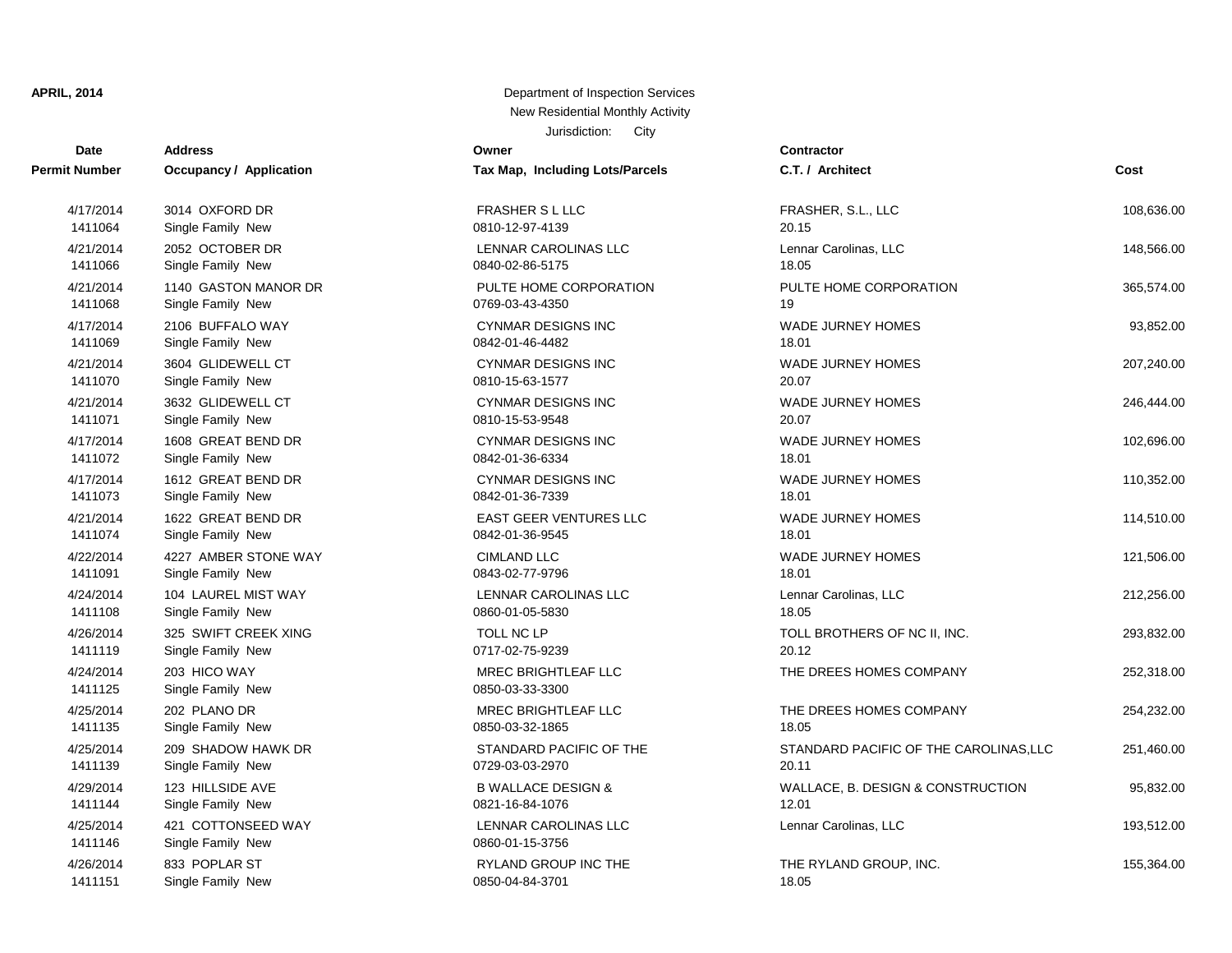**APRIL, 2014**

Department of Inspection Services
New Residential Monthly Activity
Jurisdiction: City

| Date / Permit Number | Address / Occupancy / Application | Owner / Tax Map, Including Lots/Parcels | Contractor / C.T. / Architect | Cost |
|---|---|---|---|---|
| 4/17/2014<br>1411064 | 3014 OXFORD DR<br>Single Family New | FRASHER S L LLC<br>0810-12-97-4139 | FRASHER, S.L., LLC<br>20.15 | 108,636.00 |
| 4/21/2014<br>1411066 | 2052 OCTOBER DR<br>Single Family New | LENNAR CAROLINAS LLC<br>0840-02-86-5175 | Lennar Carolinas, LLC<br>18.05 | 148,566.00 |
| 4/21/2014<br>1411068 | 1140 GASTON MANOR DR<br>Single Family New | PULTE HOME CORPORATION<br>0769-03-43-4350 | PULTE HOME CORPORATION<br>19 | 365,574.00 |
| 4/17/2014<br>1411069 | 2106 BUFFALO WAY<br>Single Family New | CYNMAR DESIGNS INC<br>0842-01-46-4482 | WADE JURNEY HOMES<br>18.01 | 93,852.00 |
| 4/21/2014<br>1411070 | 3604 GLIDEWELL CT<br>Single Family New | CYNMAR DESIGNS INC<br>0810-15-63-1577 | WADE JURNEY HOMES<br>20.07 | 207,240.00 |
| 4/21/2014<br>1411071 | 3632 GLIDEWELL CT<br>Single Family New | CYNMAR DESIGNS INC<br>0810-15-53-9548 | WADE JURNEY HOMES<br>20.07 | 246,444.00 |
| 4/17/2014<br>1411072 | 1608 GREAT BEND DR<br>Single Family New | CYNMAR DESIGNS INC<br>0842-01-36-6334 | WADE JURNEY HOMES<br>18.01 | 102,696.00 |
| 4/17/2014<br>1411073 | 1612 GREAT BEND DR<br>Single Family New | CYNMAR DESIGNS INC<br>0842-01-36-7339 | WADE JURNEY HOMES<br>18.01 | 110,352.00 |
| 4/21/2014<br>1411074 | 1622 GREAT BEND DR<br>Single Family New | EAST GEER VENTURES LLC<br>0842-01-36-9545 | WADE JURNEY HOMES<br>18.01 | 114,510.00 |
| 4/22/2014<br>1411091 | 4227 AMBER STONE WAY<br>Single Family New | CIMLAND LLC<br>0843-02-77-9796 | WADE JURNEY HOMES<br>18.01 | 121,506.00 |
| 4/24/2014<br>1411108 | 104 LAUREL MIST WAY<br>Single Family New | LENNAR CAROLINAS LLC<br>0860-01-05-5830 | Lennar Carolinas, LLC<br>18.05 | 212,256.00 |
| 4/26/2014<br>1411119 | 325 SWIFT CREEK XING<br>Single Family New | TOLL NC LP<br>0717-02-75-9239 | TOLL BROTHERS OF NC II, INC.<br>20.12 | 293,832.00 |
| 4/24/2014<br>1411125 | 203 HICO WAY<br>Single Family New | MREC BRIGHTLEAF LLC<br>0850-03-33-3300 | THE DREES HOMES COMPANY | 252,318.00 |
| 4/25/2014<br>1411135 | 202 PLANO DR<br>Single Family New | MREC BRIGHTLEAF LLC<br>0850-03-32-1865 | THE DREES HOMES COMPANY<br>18.05 | 254,232.00 |
| 4/25/2014<br>1411139 | 209 SHADOW HAWK DR<br>Single Family New | STANDARD PACIFIC OF THE<br>0729-03-03-2970 | STANDARD PACIFIC OF THE CAROLINAS,LLC<br>20.11 | 251,460.00 |
| 4/29/2014<br>1411144 | 123 HILLSIDE AVE<br>Single Family New | B WALLACE DESIGN &<br>0821-16-84-1076 | WALLACE, B. DESIGN & CONSTRUCTION<br>12.01 | 95,832.00 |
| 4/25/2014<br>1411146 | 421 COTTONSEED WAY<br>Single Family New | LENNAR CAROLINAS LLC<br>0860-01-15-3756 | Lennar Carolinas, LLC | 193,512.00 |
| 4/26/2014<br>1411151 | 833 POPLAR ST<br>Single Family New | RYLAND GROUP INC THE<br>0850-04-84-3701 | THE RYLAND GROUP, INC.<br>18.05 | 155,364.00 |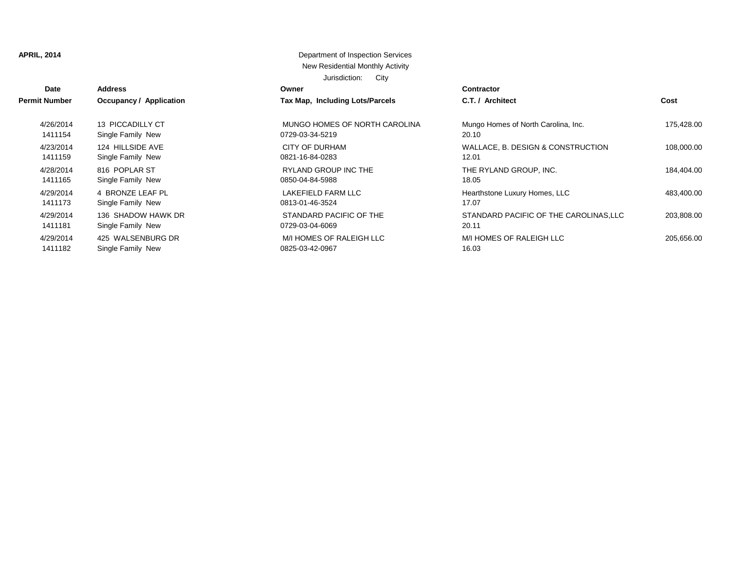**APRIL, 2014**

Department of Inspection Services
New Residential Monthly Activity
Jurisdiction: City

| Date<br>Permit Number | Address<br>Occupancy / Application | Owner<br>Tax Map, Including Lots/Parcels | Contractor<br>C.T. / Architect | Cost |
|---|---|---|---|---|
| 4/26/2014<br>1411154 | 13 PICCADILLY CT<br>Single Family New | MUNGO HOMES OF NORTH CAROLINA<br>0729-03-34-5219 | Mungo Homes of North Carolina, Inc.<br>20.10 | 175,428.00 |
| 4/23/2014<br>1411159 | 124 HILLSIDE AVE<br>Single Family New | CITY OF DURHAM<br>0821-16-84-0283 | WALLACE, B. DESIGN & CONSTRUCTION<br>12.01 | 108,000.00 |
| 4/28/2014<br>1411165 | 816 POPLAR ST<br>Single Family New | RYLAND GROUP INC THE<br>0850-04-84-5988 | THE RYLAND GROUP, INC.<br>18.05 | 184,404.00 |
| 4/29/2014<br>1411173 | 4 BRONZE LEAF PL<br>Single Family New | LAKEFIELD FARM LLC<br>0813-01-46-3524 | Hearthstone Luxury Homes, LLC<br>17.07 | 483,400.00 |
| 4/29/2014<br>1411181 | 136 SHADOW HAWK DR<br>Single Family New | STANDARD PACIFIC OF THE<br>0729-03-04-6069 | STANDARD PACIFIC OF THE CAROLINAS,LLC<br>20.11 | 203,808.00 |
| 4/29/2014<br>1411182 | 425 WALSENBURG DR<br>Single Family New | M/I HOMES OF RALEIGH LLC<br>0825-03-42-0967 | M/I HOMES OF RALEIGH LLC<br>16.03 | 205,656.00 |